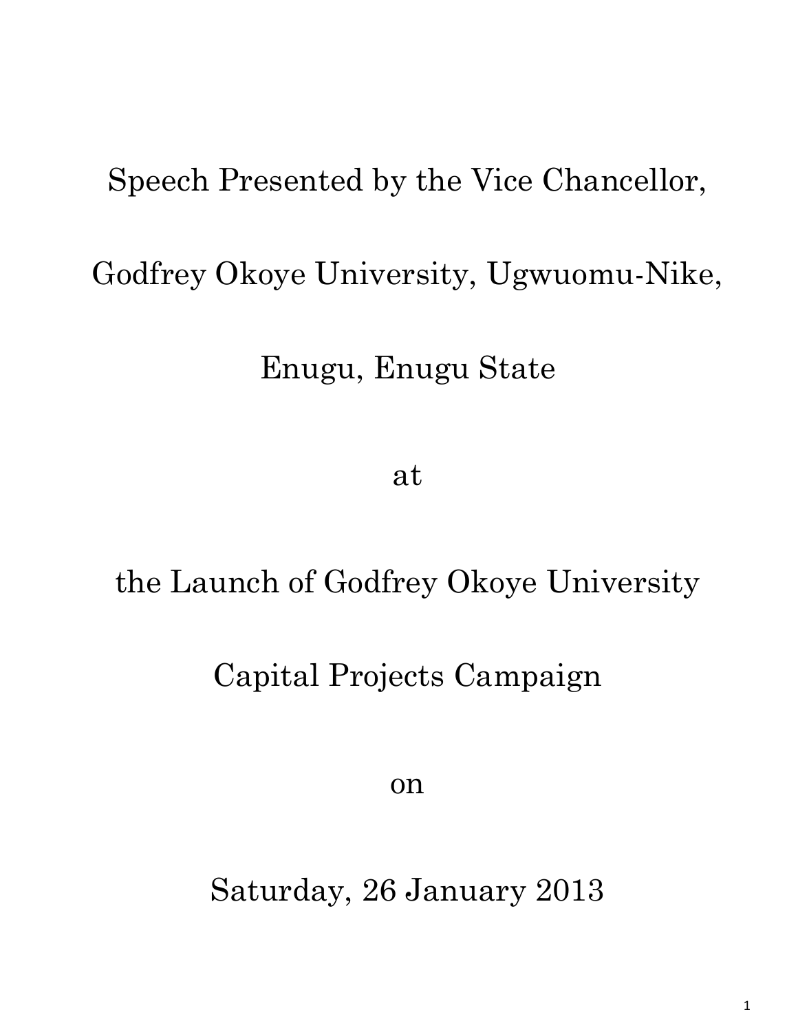Speech Presented by the Vice Chancellor,

Godfrey Okoye University, Ugwuomu-Nike,

Enugu, Enugu State

at

the Launch of Godfrey Okoye University

Capital Projects Campaign

on

Saturday, 26 January 2013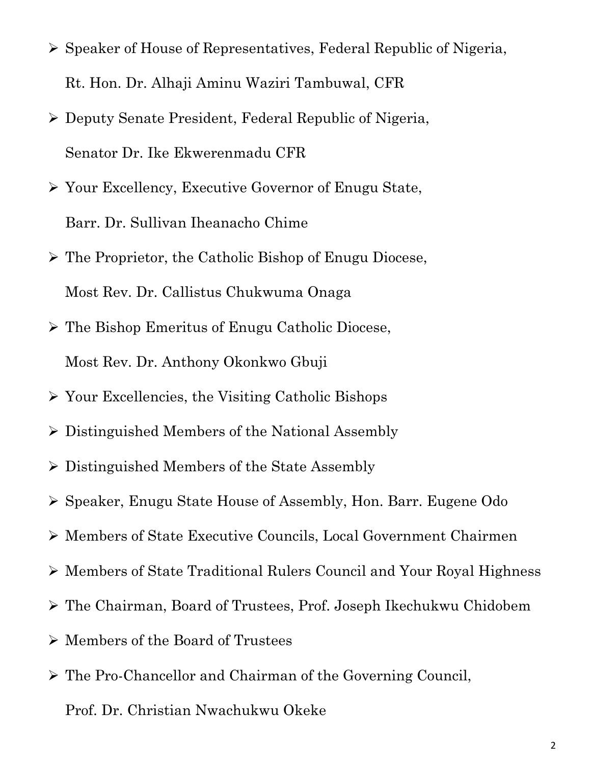- Speaker of House of Representatives, Federal Republic of Nigeria,
  Rt. Hon. Dr. Alhaji Aminu Waziri Tambuwal, CFR
- Deputy Senate President, Federal Republic of Nigeria,
  Senator Dr. Ike Ekwerenmadu CFR
- Your Excellency, Executive Governor of Enugu State,
  Barr. Dr. Sullivan Iheanacho Chime
- The Proprietor, the Catholic Bishop of Enugu Diocese,
  Most Rev. Dr. Callistus Chukwuma Onaga
- The Bishop Emeritus of Enugu Catholic Diocese,
  Most Rev. Dr. Anthony Okonkwo Gbuji
- Your Excellencies, the Visiting Catholic Bishops
- Distinguished Members of the National Assembly
- Distinguished Members of the State Assembly
- Speaker, Enugu State House of Assembly, Hon. Barr. Eugene Odo
- Members of State Executive Councils, Local Government Chairmen
- Members of State Traditional Rulers Council and Your Royal Highness
- The Chairman, Board of Trustees, Prof. Joseph Ikechukwu Chidobem
- Members of the Board of Trustees
- The Pro-Chancellor and Chairman of the Governing Council,
  Prof. Dr. Christian Nwachukwu Okeke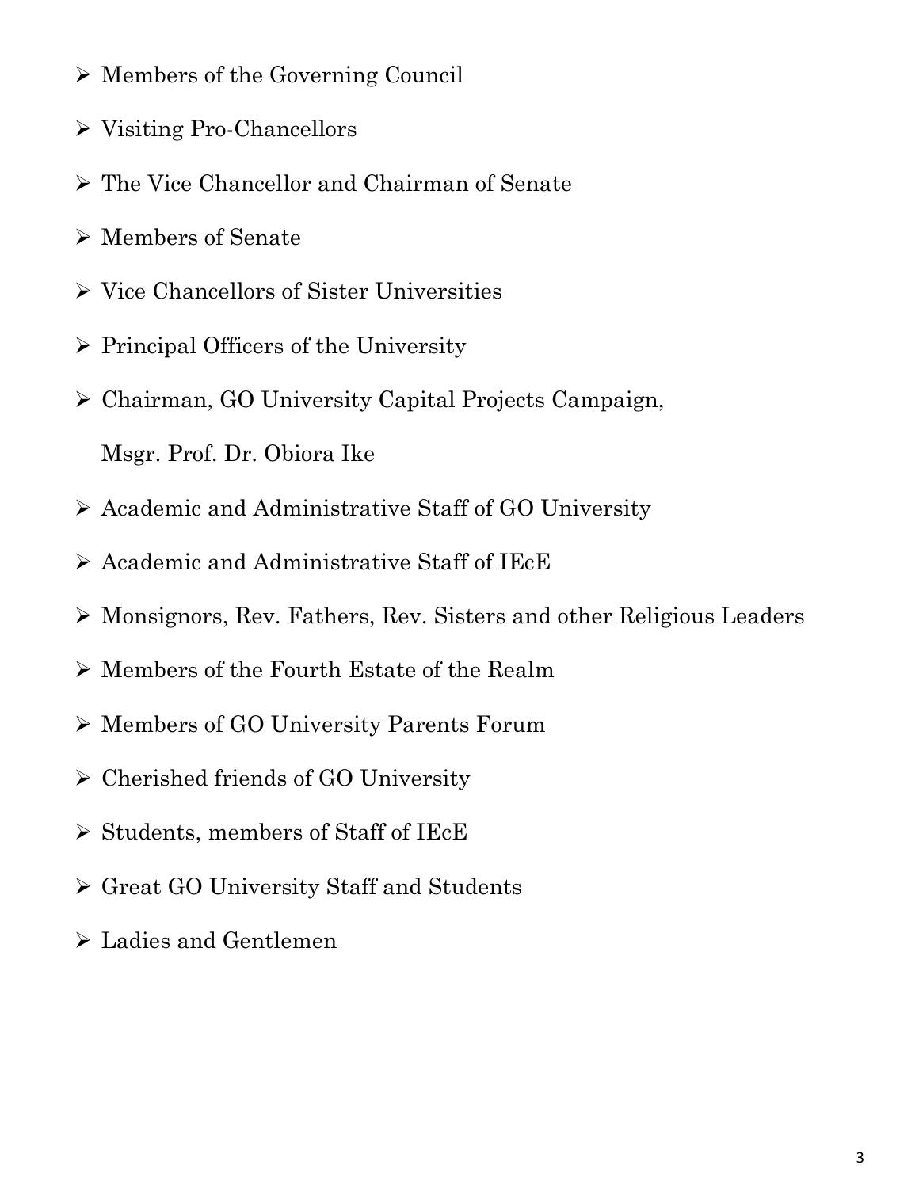- Members of the Governing Council
- Visiting Pro-Chancellors
- The Vice Chancellor and Chairman of Senate
- Members of Senate
- Vice Chancellors of Sister Universities
- Principal Officers of the University
- Chairman, GO University Capital Projects Campaign,
  Msgr. Prof. Dr. Obiora Ike
- Academic and Administrative Staff of GO University
- Academic and Administrative Staff of IEcE
- Monsignors, Rev. Fathers, Rev. Sisters and other Religious Leaders
- Members of the Fourth Estate of the Realm
- Members of GO University Parents Forum
- Cherished friends of GO University
- Students, members of Staff of IEcE
- Great GO University Staff and Students
- Ladies and Gentlemen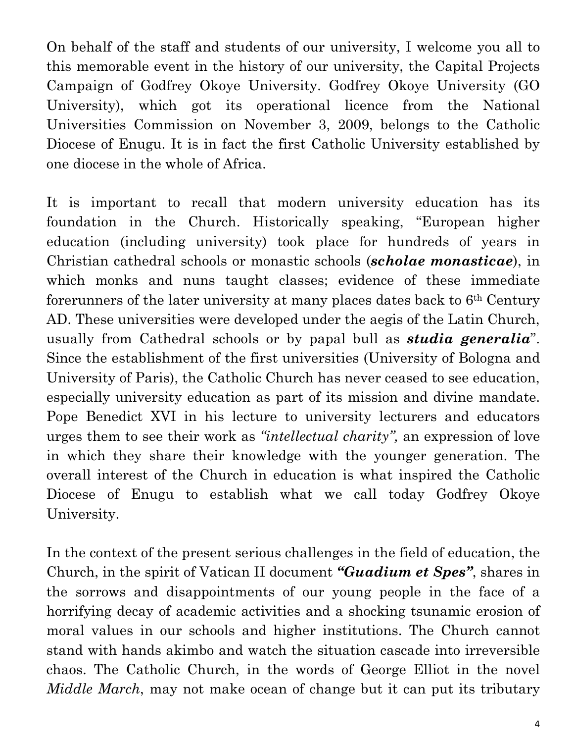On behalf of the staff and students of our university, I welcome you all to this memorable event in the history of our university, the Capital Projects Campaign of Godfrey Okoye University. Godfrey Okoye University (GO University), which got its operational licence from the National Universities Commission on November 3, 2009, belongs to the Catholic Diocese of Enugu. It is in fact the first Catholic University established by one diocese in the whole of Africa.

It is important to recall that modern university education has its foundation in the Church. Historically speaking, "European higher education (including university) took place for hundreds of years in Christian cathedral schools or monastic schools (***scholae monasticae***), in which monks and nuns taught classes; evidence of these immediate forerunners of the later university at many places dates back to 6th Century AD. These universities were developed under the aegis of the Latin Church, usually from Cathedral schools or by papal bull as ***studia generalia***". Since the establishment of the first universities (University of Bologna and University of Paris), the Catholic Church has never ceased to see education, especially university education as part of its mission and divine mandate. Pope Benedict XVI in his lecture to university lecturers and educators urges them to see their work as *"intellectual charity",* an expression of love in which they share their knowledge with the younger generation. The overall interest of the Church in education is what inspired the Catholic Diocese of Enugu to establish what we call today Godfrey Okoye University.

In the context of the present serious challenges in the field of education, the Church, in the spirit of Vatican II document ***"Guadium et Spes"***, shares in the sorrows and disappointments of our young people in the face of a horrifying decay of academic activities and a shocking tsunamic erosion of moral values in our schools and higher institutions. The Church cannot stand with hands akimbo and watch the situation cascade into irreversible chaos. The Catholic Church, in the words of George Elliot in the novel *Middle March*, may not make ocean of change but it can put its tributary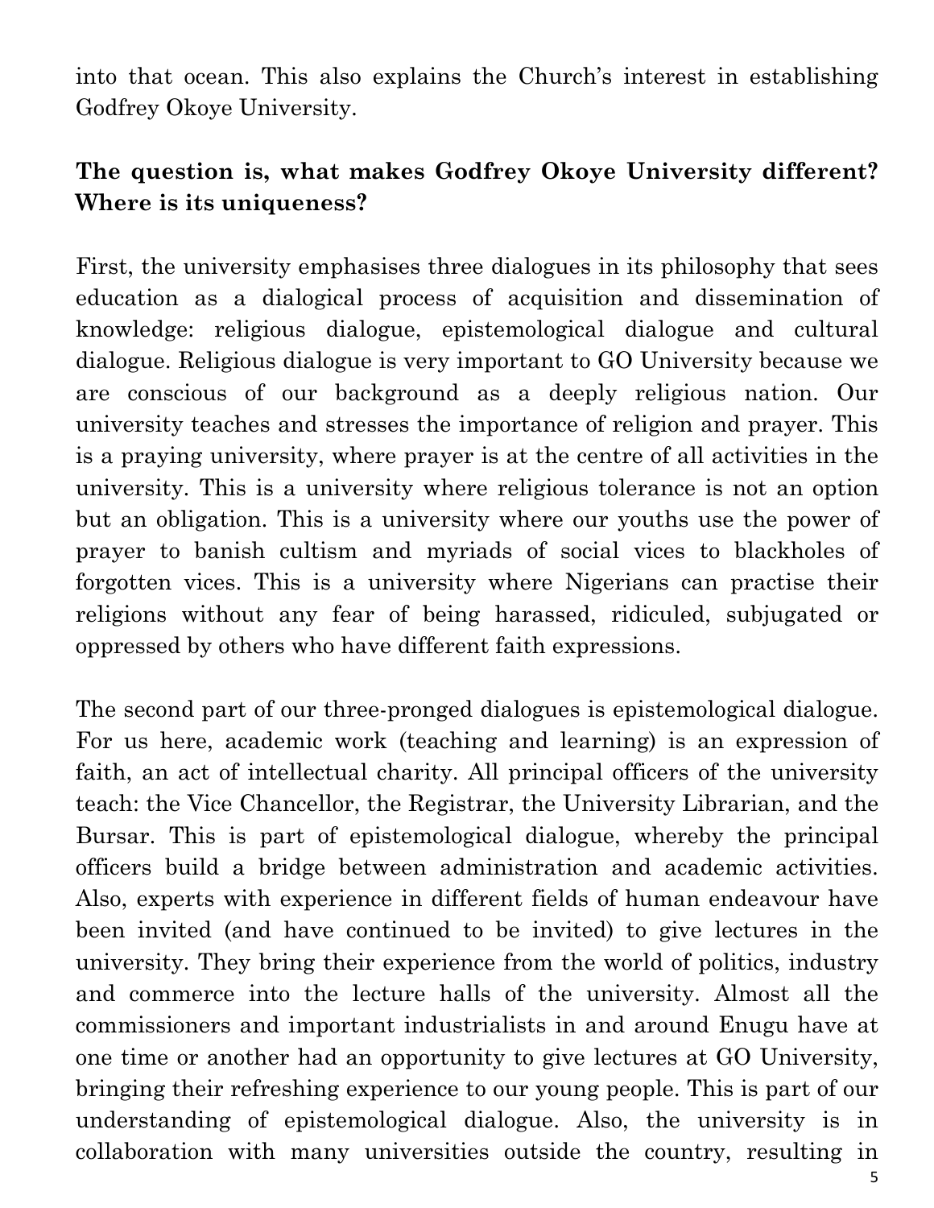into that ocean. This also explains the Church's interest in establishing Godfrey Okoye University.

**The question is, what makes Godfrey Okoye University different? Where is its uniqueness?**

First, the university emphasises three dialogues in its philosophy that sees education as a dialogical process of acquisition and dissemination of knowledge: religious dialogue, epistemological dialogue and cultural dialogue. Religious dialogue is very important to GO University because we are conscious of our background as a deeply religious nation. Our university teaches and stresses the importance of religion and prayer. This is a praying university, where prayer is at the centre of all activities in the university. This is a university where religious tolerance is not an option but an obligation. This is a university where our youths use the power of prayer to banish cultism and myriads of social vices to blackholes of forgotten vices. This is a university where Nigerians can practise their religions without any fear of being harassed, ridiculed, subjugated or oppressed by others who have different faith expressions.

The second part of our three-pronged dialogues is epistemological dialogue. For us here, academic work (teaching and learning) is an expression of faith, an act of intellectual charity. All principal officers of the university teach: the Vice Chancellor, the Registrar, the University Librarian, and the Bursar. This is part of epistemological dialogue, whereby the principal officers build a bridge between administration and academic activities. Also, experts with experience in different fields of human endeavour have been invited (and have continued to be invited) to give lectures in the university. They bring their experience from the world of politics, industry and commerce into the lecture halls of the university. Almost all the commissioners and important industrialists in and around Enugu have at one time or another had an opportunity to give lectures at GO University, bringing their refreshing experience to our young people. This is part of our understanding of epistemological dialogue. Also, the university is in collaboration with many universities outside the country, resulting in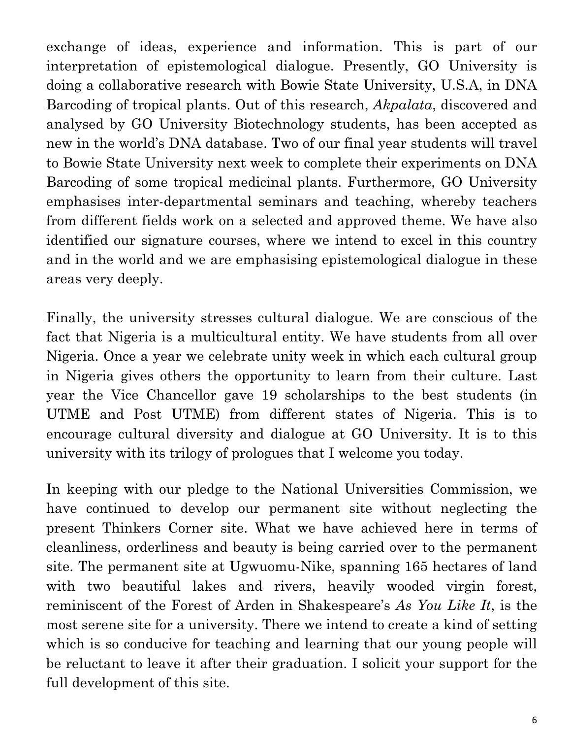exchange of ideas, experience and information. This is part of our interpretation of epistemological dialogue. Presently, GO University is doing a collaborative research with Bowie State University, U.S.A, in DNA Barcoding of tropical plants. Out of this research, *Akpalata*, discovered and analysed by GO University Biotechnology students, has been accepted as new in the world's DNA database. Two of our final year students will travel to Bowie State University next week to complete their experiments on DNA Barcoding of some tropical medicinal plants. Furthermore, GO University emphasises inter-departmental seminars and teaching, whereby teachers from different fields work on a selected and approved theme. We have also identified our signature courses, where we intend to excel in this country and in the world and we are emphasising epistemological dialogue in these areas very deeply.

Finally, the university stresses cultural dialogue. We are conscious of the fact that Nigeria is a multicultural entity. We have students from all over Nigeria. Once a year we celebrate unity week in which each cultural group in Nigeria gives others the opportunity to learn from their culture. Last year the Vice Chancellor gave 19 scholarships to the best students (in UTME and Post UTME) from different states of Nigeria. This is to encourage cultural diversity and dialogue at GO University. It is to this university with its trilogy of prologues that I welcome you today.

In keeping with our pledge to the National Universities Commission, we have continued to develop our permanent site without neglecting the present Thinkers Corner site. What we have achieved here in terms of cleanliness, orderliness and beauty is being carried over to the permanent site. The permanent site at Ugwuomu-Nike, spanning 165 hectares of land with two beautiful lakes and rivers, heavily wooded virgin forest, reminiscent of the Forest of Arden in Shakespeare's *As You Like It*, is the most serene site for a university. There we intend to create a kind of setting which is so conducive for teaching and learning that our young people will be reluctant to leave it after their graduation. I solicit your support for the full development of this site.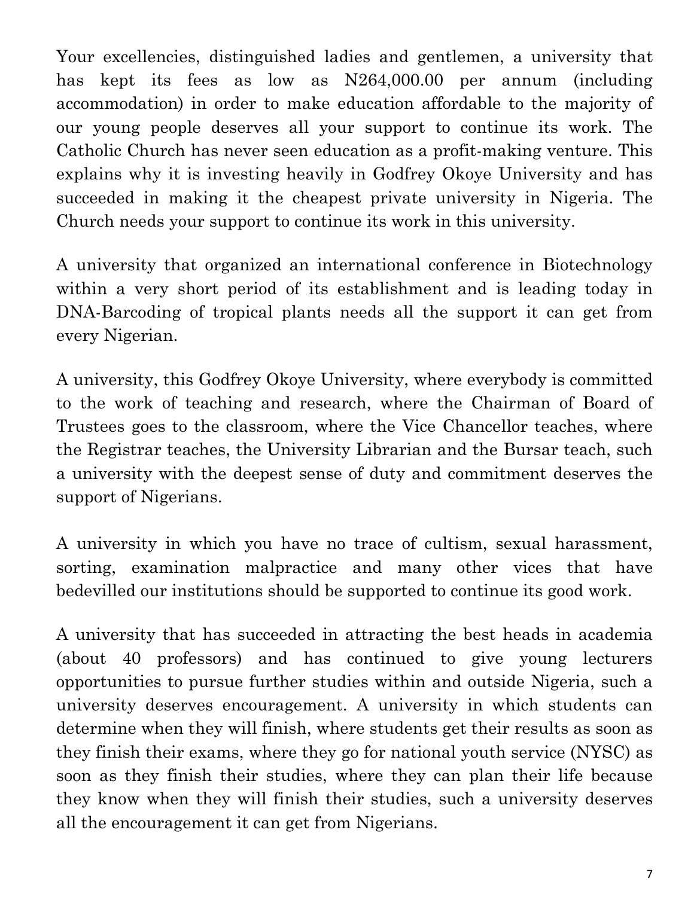Your excellencies, distinguished ladies and gentlemen, a university that has kept its fees as low as N264,000.00 per annum (including accommodation) in order to make education affordable to the majority of our young people deserves all your support to continue its work. The Catholic Church has never seen education as a profit-making venture. This explains why it is investing heavily in Godfrey Okoye University and has succeeded in making it the cheapest private university in Nigeria. The Church needs your support to continue its work in this university.

A university that organized an international conference in Biotechnology within a very short period of its establishment and is leading today in DNA-Barcoding of tropical plants needs all the support it can get from every Nigerian.

A university, this Godfrey Okoye University, where everybody is committed to the work of teaching and research, where the Chairman of Board of Trustees goes to the classroom, where the Vice Chancellor teaches, where the Registrar teaches, the University Librarian and the Bursar teach, such a university with the deepest sense of duty and commitment deserves the support of Nigerians.

A university in which you have no trace of cultism, sexual harassment, sorting, examination malpractice and many other vices that have bedevilled our institutions should be supported to continue its good work.

A university that has succeeded in attracting the best heads in academia (about 40 professors) and has continued to give young lecturers opportunities to pursue further studies within and outside Nigeria, such a university deserves encouragement. A university in which students can determine when they will finish, where students get their results as soon as they finish their exams, where they go for national youth service (NYSC) as soon as they finish their studies, where they can plan their life because they know when they will finish their studies, such a university deserves all the encouragement it can get from Nigerians.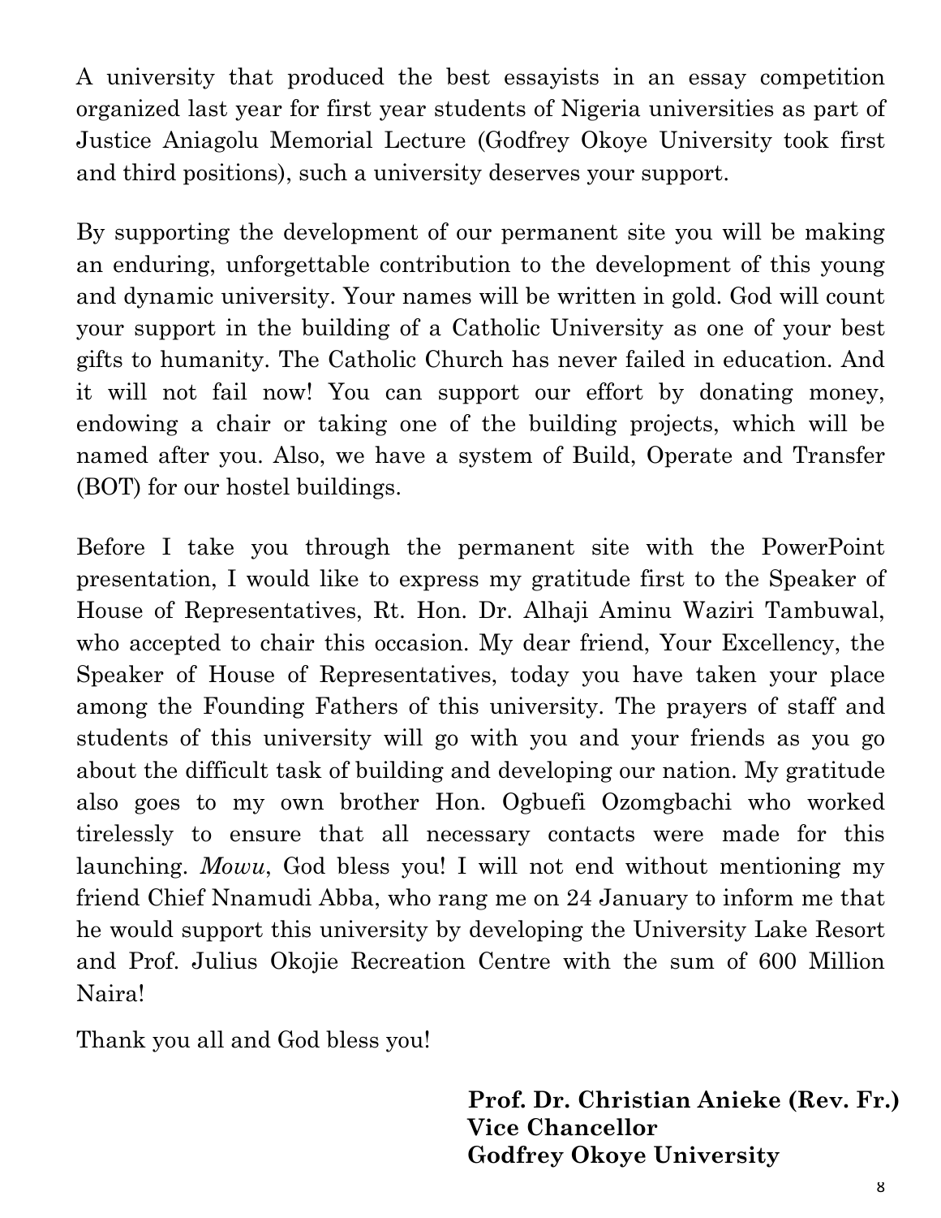A university that produced the best essayists in an essay competition organized last year for first year students of Nigeria universities as part of Justice Aniagolu Memorial Lecture (Godfrey Okoye University took first and third positions), such a university deserves your support.

By supporting the development of our permanent site you will be making an enduring, unforgettable contribution to the development of this young and dynamic university. Your names will be written in gold. God will count your support in the building of a Catholic University as one of your best gifts to humanity. The Catholic Church has never failed in education. And it will not fail now! You can support our effort by donating money, endowing a chair or taking one of the building projects, which will be named after you. Also, we have a system of Build, Operate and Transfer (BOT) for our hostel buildings.

Before I take you through the permanent site with the PowerPoint presentation, I would like to express my gratitude first to the Speaker of House of Representatives, Rt. Hon. Dr. Alhaji Aminu Waziri Tambuwal, who accepted to chair this occasion. My dear friend, Your Excellency, the Speaker of House of Representatives, today you have taken your place among the Founding Fathers of this university. The prayers of staff and students of this university will go with you and your friends as you go about the difficult task of building and developing our nation. My gratitude also goes to my own brother Hon. Ogbuefi Ozomgbachi who worked tirelessly to ensure that all necessary contacts were made for this launching. *Mowu*, God bless you! I will not end without mentioning my friend Chief Nnamudi Abba, who rang me on 24 January to inform me that he would support this university by developing the University Lake Resort and Prof. Julius Okojie Recreation Centre with the sum of 600 Million Naira!

Thank you all and God bless you!

**Prof. Dr. Christian Anieke (Rev. Fr.)**
**Vice Chancellor**
**Godfrey Okoye University**